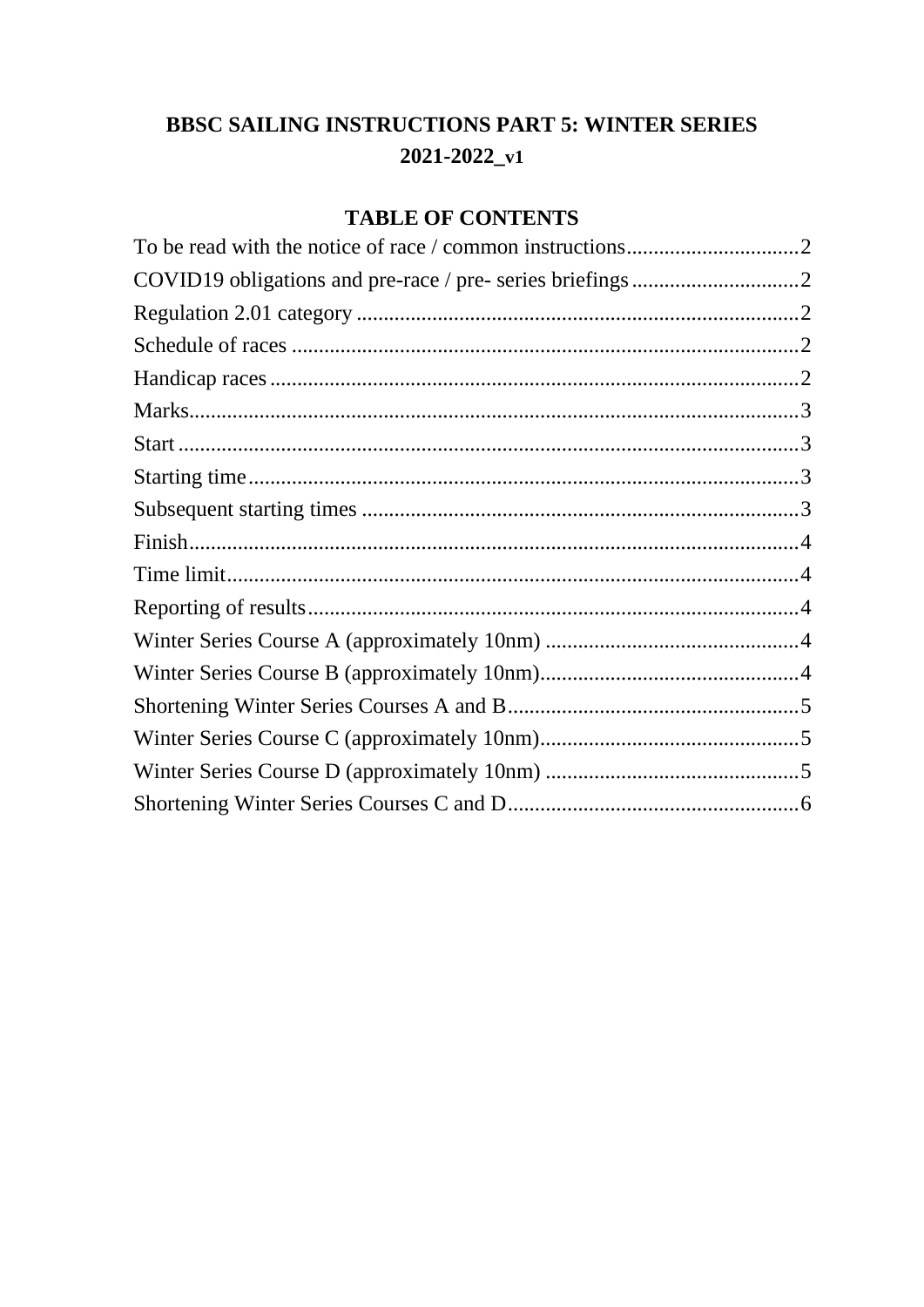# BBSC SAILING INSTRUCTIONS PART 5: WINTER SERIES 2021-2022_v1

## TABLE OF CONTENTS

To be read with the notice of race / common instructions................................2
COVID19 obligations and pre-race / pre- series briefings...............................2
Regulation 2.01 category .................................................................................2
Schedule of races .............................................................................................2
Handicap races.................................................................................................2
Marks................................................................................................................3
Start ..................................................................................................................3
Starting time.....................................................................................................3
Subsequent starting times ................................................................................3
Finish................................................................................................................4
Time limit.........................................................................................................4
Reporting of results..........................................................................................4
Winter Series Course A (approximately 10nm) ...............................................4
Winter Series Course B (approximately 10nm)................................................4
Shortening Winter Series Courses A and B.....................................................5
Winter Series Course C (approximately 10nm)................................................5
Winter Series Course D (approximately 10nm) ...............................................5
Shortening Winter Series Courses C and D.....................................................6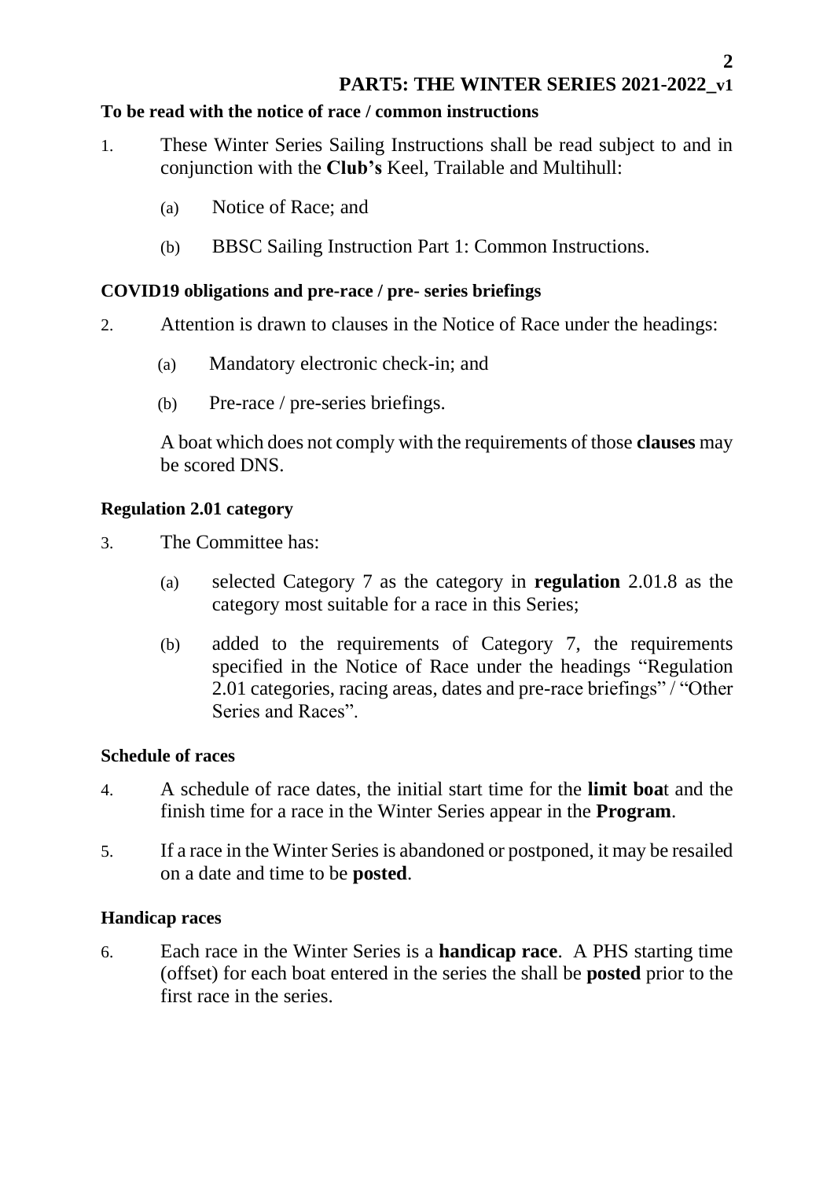**PART5: THE WINTER SERIES 2021-2022_v1**

**To be read with the notice of race / common instructions**

1. These Winter Series Sailing Instructions shall be read subject to and in conjunction with the **Club's** Keel, Trailable and Multihull:

   (a) Notice of Race; and

   (b) BBSC Sailing Instruction Part 1: Common Instructions.

**COVID19 obligations and pre-race / pre- series briefings**

2. Attention is drawn to clauses in the Notice of Race under the headings:

   (a) Mandatory electronic check-in; and

   (b) Pre-race / pre-series briefings.

   A boat which does not comply with the requirements of those **clauses** may be scored DNS.

**Regulation 2.01 category**

3. The Committee has:

   (a) selected Category 7 as the category in **regulation** 2.01.8 as the category most suitable for a race in this Series;

   (b) added to the requirements of Category 7, the requirements specified in the Notice of Race under the headings "Regulation 2.01 categories, racing areas, dates and pre-race briefings" / "Other Series and Races".

**Schedule of races**

4. A schedule of race dates, the initial start time for the **limit boa**t and the finish time for a race in the Winter Series appear in the **Program**.

5. If a race in the Winter Series is abandoned or postponed, it may be resailed on a date and time to be **posted**.

**Handicap races**

6. Each race in the Winter Series is a **handicap race**. A PHS starting time (offset) for each boat entered in the series the shall be **posted** prior to the first race in the series.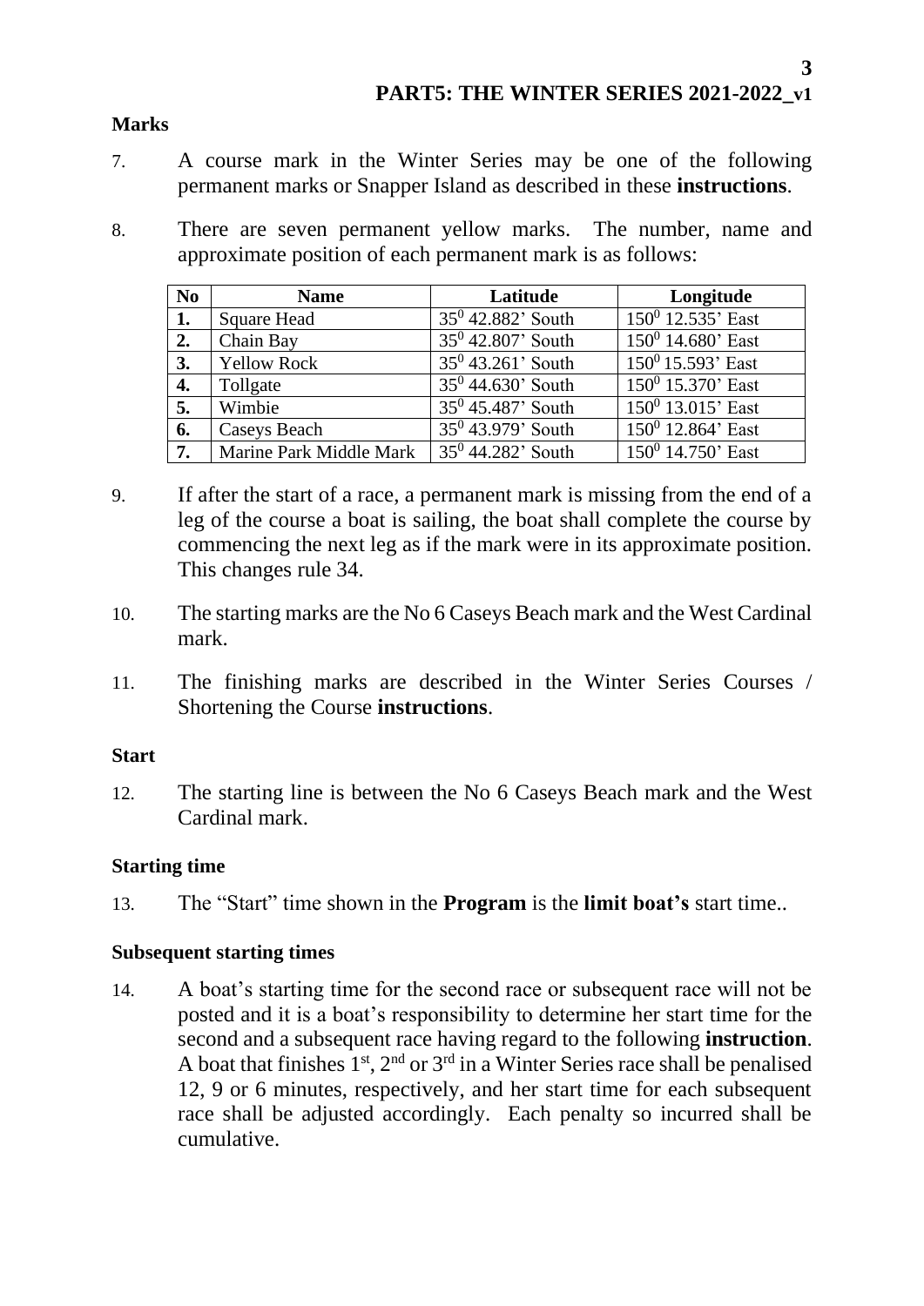**Marks**

7. A course mark in the Winter Series may be one of the following permanent marks or Snapper Island as described in these **instructions**.

8. There are seven permanent yellow marks. The number, name and approximate position of each permanent mark is as follows:

| No | Name | Latitude | Longitude |
|---|---|---|---|
| **1.** | Square Head | $35^0$ 42.882' South | $150^0$ 12.535' East |
| **2.** | Chain Bay | $35^0$ 42.807' South | $150^0$ 14.680' East |
| **3.** | Yellow Rock | $35^0$ 43.261' South | $150^0$ 15.593' East |
| **4.** | Tollgate | $35^0$ 44.630' South | $150^0$ 15.370' East |
| **5.** | Wimbie | $35^0$ 45.487' South | $150^0$ 13.015' East |
| **6.** | Caseys Beach | $35^0$ 43.979' South | $150^0$ 12.864' East |
| **7.** | Marine Park Middle Mark | $35^0$ 44.282' South | $150^0$ 14.750' East |

9. If after the start of a race, a permanent mark is missing from the end of a leg of the course a boat is sailing, the boat shall complete the course by commencing the next leg as if the mark were in its approximate position. This changes rule 34.

10. The starting marks are the No 6 Caseys Beach mark and the West Cardinal mark.

11. The finishing marks are described in the Winter Series Courses / Shortening the Course **instructions**.

**Start**

12. The starting line is between the No 6 Caseys Beach mark and the West Cardinal mark.

**Starting time**

13. The "Start" time shown in the **Program** is the **limit boat's** start time..

**Subsequent starting times**

14. A boat's starting time for the second race or subsequent race will not be posted and it is a boat's responsibility to determine her start time for the second and a subsequent race having regard to the following **instruction**. A boat that finishes 1st, 2nd or 3rd in a Winter Series race shall be penalised 12, 9 or 6 minutes, respectively, and her start time for each subsequent race shall be adjusted accordingly. Each penalty so incurred shall be cumulative.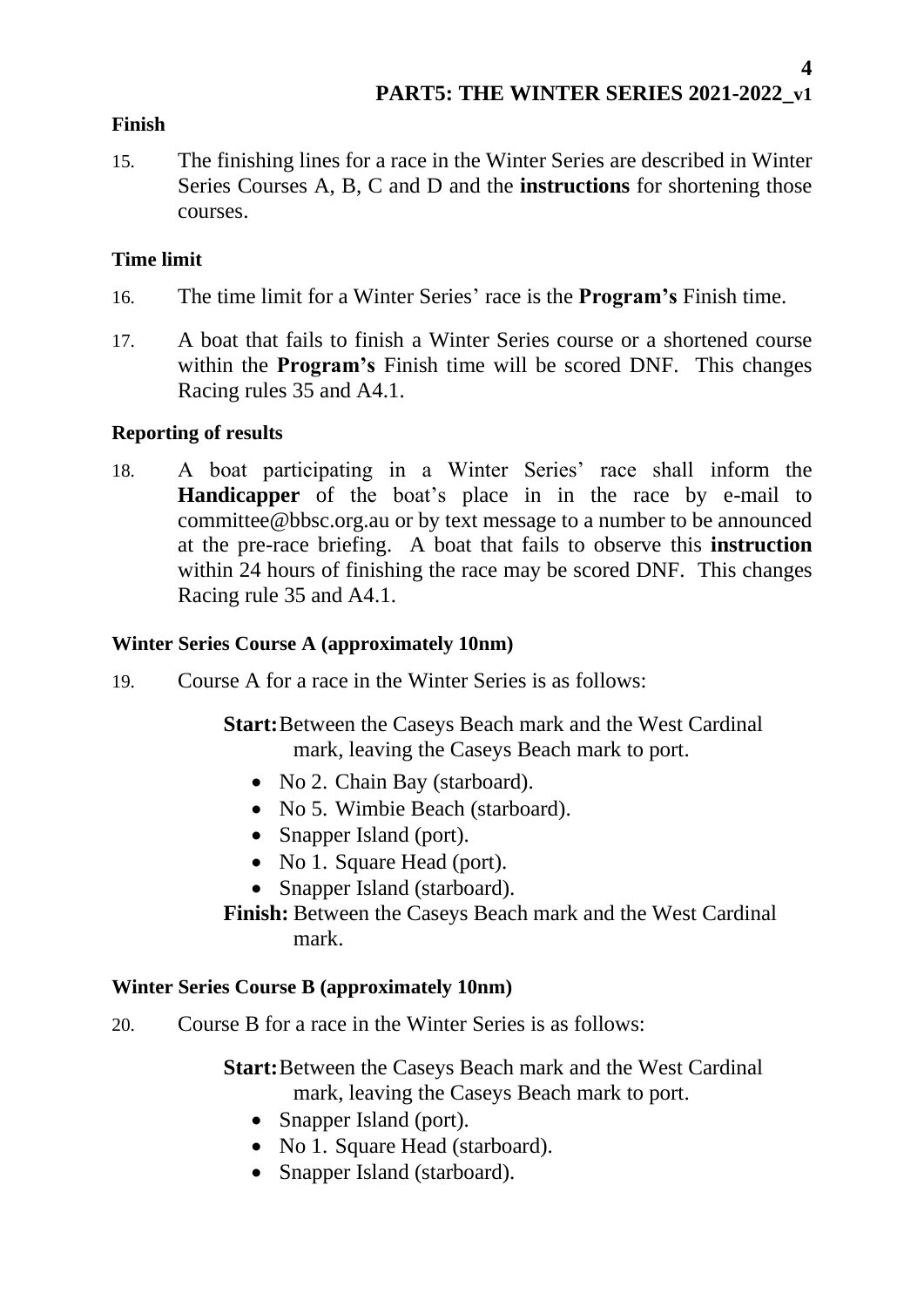**Finish**

15. The finishing lines for a race in the Winter Series are described in Winter Series Courses A, B, C and D and the **instructions** for shortening those courses.

**Time limit**

16. The time limit for a Winter Series' race is the **Program's** Finish time.

17. A boat that fails to finish a Winter Series course or a shortened course within the **Program's** Finish time will be scored DNF. This changes Racing rules 35 and A4.1.

**Reporting of results**

18. A boat participating in a Winter Series' race shall inform the **Handicapper** of the boat's place in in the race by e-mail to committee@bbsc.org.au or by text message to a number to be announced at the pre-race briefing. A boat that fails to observe this **instruction** within 24 hours of finishing the race may be scored DNF. This changes Racing rule 35 and A4.1.

**Winter Series Course A (approximately 10nm)**

19. Course A for a race in the Winter Series is as follows:

**Start:** Between the Caseys Beach mark and the West Cardinal mark, leaving the Caseys Beach mark to port.

- No 2. Chain Bay (starboard).
- No 5. Wimbie Beach (starboard).
- Snapper Island (port).
- No 1. Square Head (port).
- Snapper Island (starboard).

**Finish:** Between the Caseys Beach mark and the West Cardinal mark.

**Winter Series Course B (approximately 10nm)**

20. Course B for a race in the Winter Series is as follows:

**Start:** Between the Caseys Beach mark and the West Cardinal mark, leaving the Caseys Beach mark to port.

- Snapper Island (port).
- No 1. Square Head (starboard).
- Snapper Island (starboard).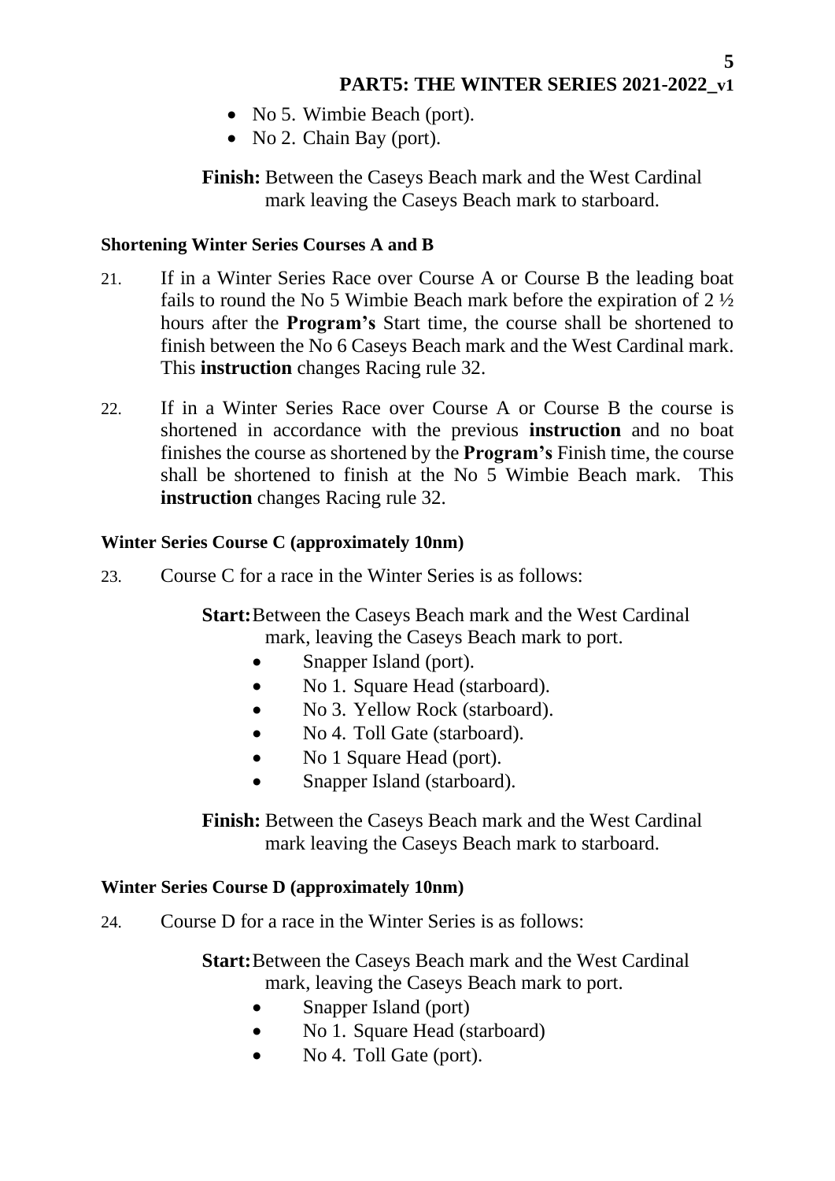- No 5. Wimbie Beach (port).
- No 2. Chain Bay (port).

**Finish:** Between the Caseys Beach mark and the West Cardinal mark leaving the Caseys Beach mark to starboard.

### Shortening Winter Series Courses A and B

21. If in a Winter Series Race over Course A or Course B the leading boat fails to round the No 5 Wimbie Beach mark before the expiration of 2 ½ hours after the **Program's** Start time, the course shall be shortened to finish between the No 6 Caseys Beach mark and the West Cardinal mark. This **instruction** changes Racing rule 32.

22. If in a Winter Series Race over Course A or Course B the course is shortened in accordance with the previous **instruction** and no boat finishes the course as shortened by the **Program's** Finish time, the course shall be shortened to finish at the No 5 Wimbie Beach mark. This **instruction** changes Racing rule 32.

### Winter Series Course C (approximately 10nm)

23. Course C for a race in the Winter Series is as follows:

**Start:** Between the Caseys Beach mark and the West Cardinal mark, leaving the Caseys Beach mark to port.

- Snapper Island (port).
- No 1. Square Head (starboard).
- No 3. Yellow Rock (starboard).
- No 4. Toll Gate (starboard).
- No 1 Square Head (port).
- Snapper Island (starboard).

**Finish:** Between the Caseys Beach mark and the West Cardinal mark leaving the Caseys Beach mark to starboard.

### Winter Series Course D (approximately 10nm)

24. Course D for a race in the Winter Series is as follows:

**Start:** Between the Caseys Beach mark and the West Cardinal mark, leaving the Caseys Beach mark to port.

- Snapper Island (port)
- No 1. Square Head (starboard)
- No 4. Toll Gate (port).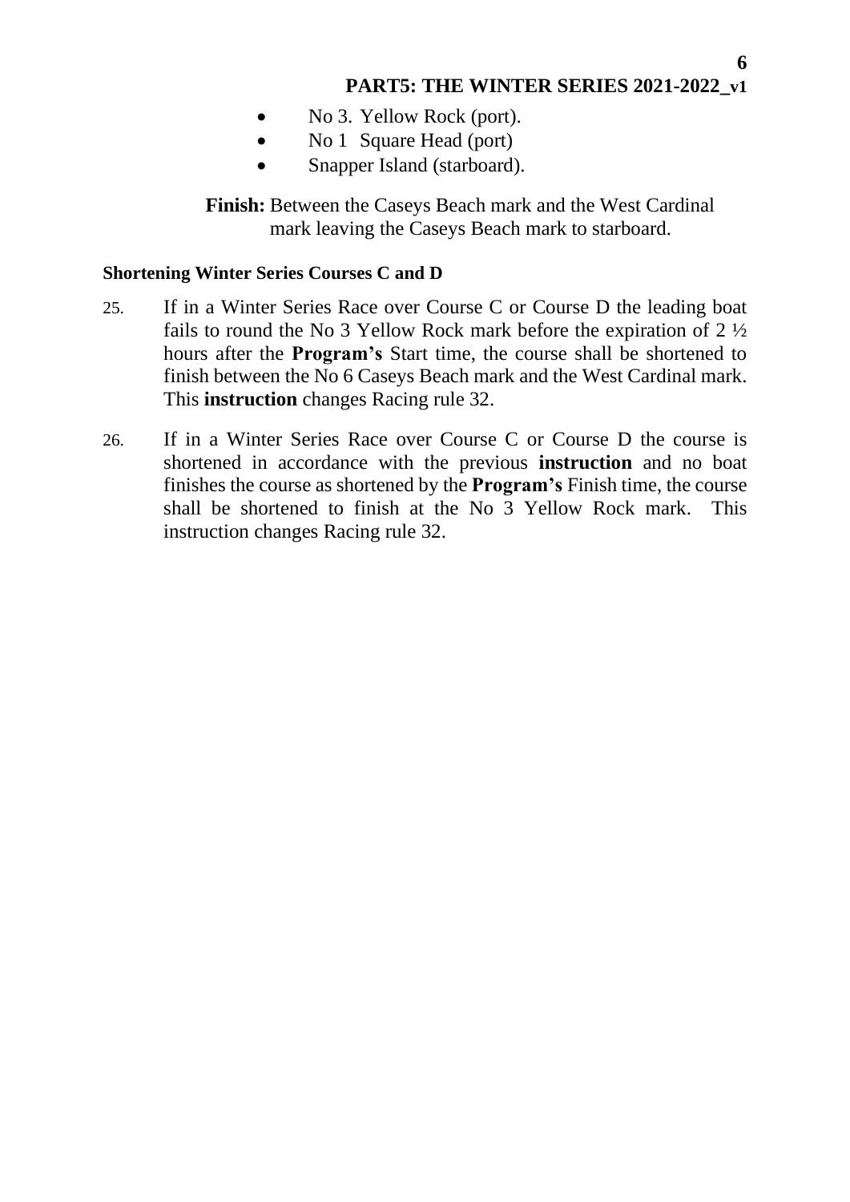- No 3. Yellow Rock (port).
- No 1 Square Head (port)
- Snapper Island (starboard).

**Finish:** Between the Caseys Beach mark and the West Cardinal mark leaving the Caseys Beach mark to starboard.

**Shortening Winter Series Courses C and D**

25. If in a Winter Series Race over Course C or Course D the leading boat fails to round the No 3 Yellow Rock mark before the expiration of 2 ½ hours after the **Program's** Start time, the course shall be shortened to finish between the No 6 Caseys Beach mark and the West Cardinal mark. This **instruction** changes Racing rule 32.

26. If in a Winter Series Race over Course C or Course D the course is shortened in accordance with the previous **instruction** and no boat finishes the course as shortened by the **Program's** Finish time, the course shall be shortened to finish at the No 3 Yellow Rock mark. This instruction changes Racing rule 32.